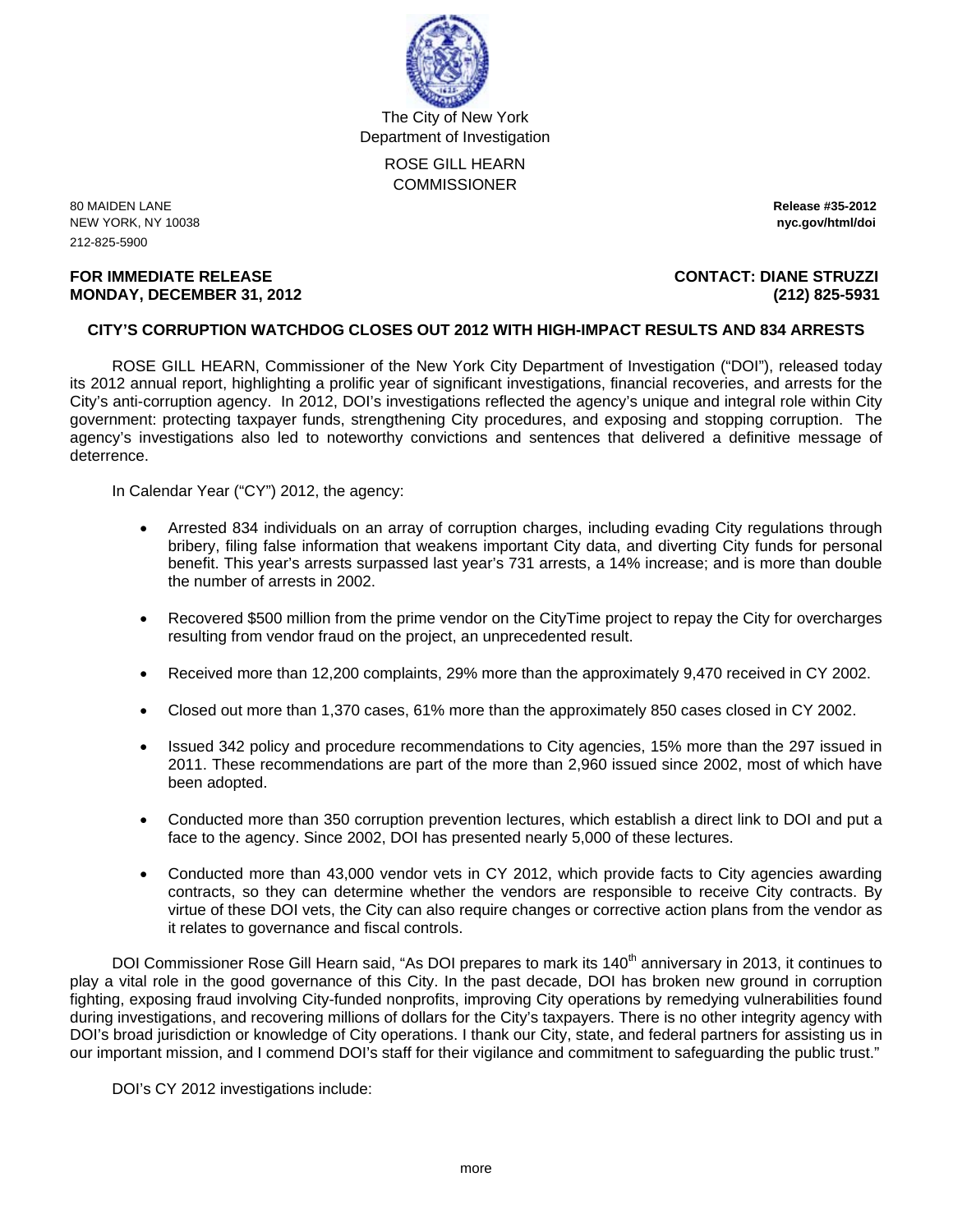The City of New York
Department of Investigation

ROSE GILL HEARN
COMMISSIONER

80 MAIDEN LANE
NEW YORK, NY 10038
212-825-5900

**Release #35-2012**
**nyc.gov/html/doi**

**FOR IMMEDIATE RELEASE**
**MONDAY, DECEMBER 31, 2012**

**CONTACT: DIANE STRUZZI**
**(212) 825-5931**

**CITY'S CORRUPTION WATCHDOG CLOSES OUT 2012 WITH HIGH-IMPACT RESULTS AND 834 ARRESTS**

ROSE GILL HEARN, Commissioner of the New York City Department of Investigation ("DOI"), released today its 2012 annual report, highlighting a prolific year of significant investigations, financial recoveries, and arrests for the City's anti-corruption agency. In 2012, DOI's investigations reflected the agency's unique and integral role within City government: protecting taxpayer funds, strengthening City procedures, and exposing and stopping corruption. The agency's investigations also led to noteworthy convictions and sentences that delivered a definitive message of deterrence.

In Calendar Year ("CY") 2012, the agency:

- Arrested 834 individuals on an array of corruption charges, including evading City regulations through bribery, filing false information that weakens important City data, and diverting City funds for personal benefit. This year's arrests surpassed last year's 731 arrests, a 14% increase; and is more than double the number of arrests in 2002.
- Recovered $500 million from the prime vendor on the CityTime project to repay the City for overcharges resulting from vendor fraud on the project, an unprecedented result.
- Received more than 12,200 complaints, 29% more than the approximately 9,470 received in CY 2002.
- Closed out more than 1,370 cases, 61% more than the approximately 850 cases closed in CY 2002.
- Issued 342 policy and procedure recommendations to City agencies, 15% more than the 297 issued in 2011. These recommendations are part of the more than 2,960 issued since 2002, most of which have been adopted.
- Conducted more than 350 corruption prevention lectures, which establish a direct link to DOI and put a face to the agency. Since 2002, DOI has presented nearly 5,000 of these lectures.
- Conducted more than 43,000 vendor vets in CY 2012, which provide facts to City agencies awarding contracts, so they can determine whether the vendors are responsible to receive City contracts. By virtue of these DOI vets, the City can also require changes or corrective action plans from the vendor as it relates to governance and fiscal controls.

DOI Commissioner Rose Gill Hearn said, "As DOI prepares to mark its 140th anniversary in 2013, it continues to play a vital role in the good governance of this City. In the past decade, DOI has broken new ground in corruption fighting, exposing fraud involving City-funded nonprofits, improving City operations by remedying vulnerabilities found during investigations, and recovering millions of dollars for the City's taxpayers. There is no other integrity agency with DOI's broad jurisdiction or knowledge of City operations. I thank our City, state, and federal partners for assisting us in our important mission, and I commend DOI's staff for their vigilance and commitment to safeguarding the public trust."

DOI's CY 2012 investigations include:

more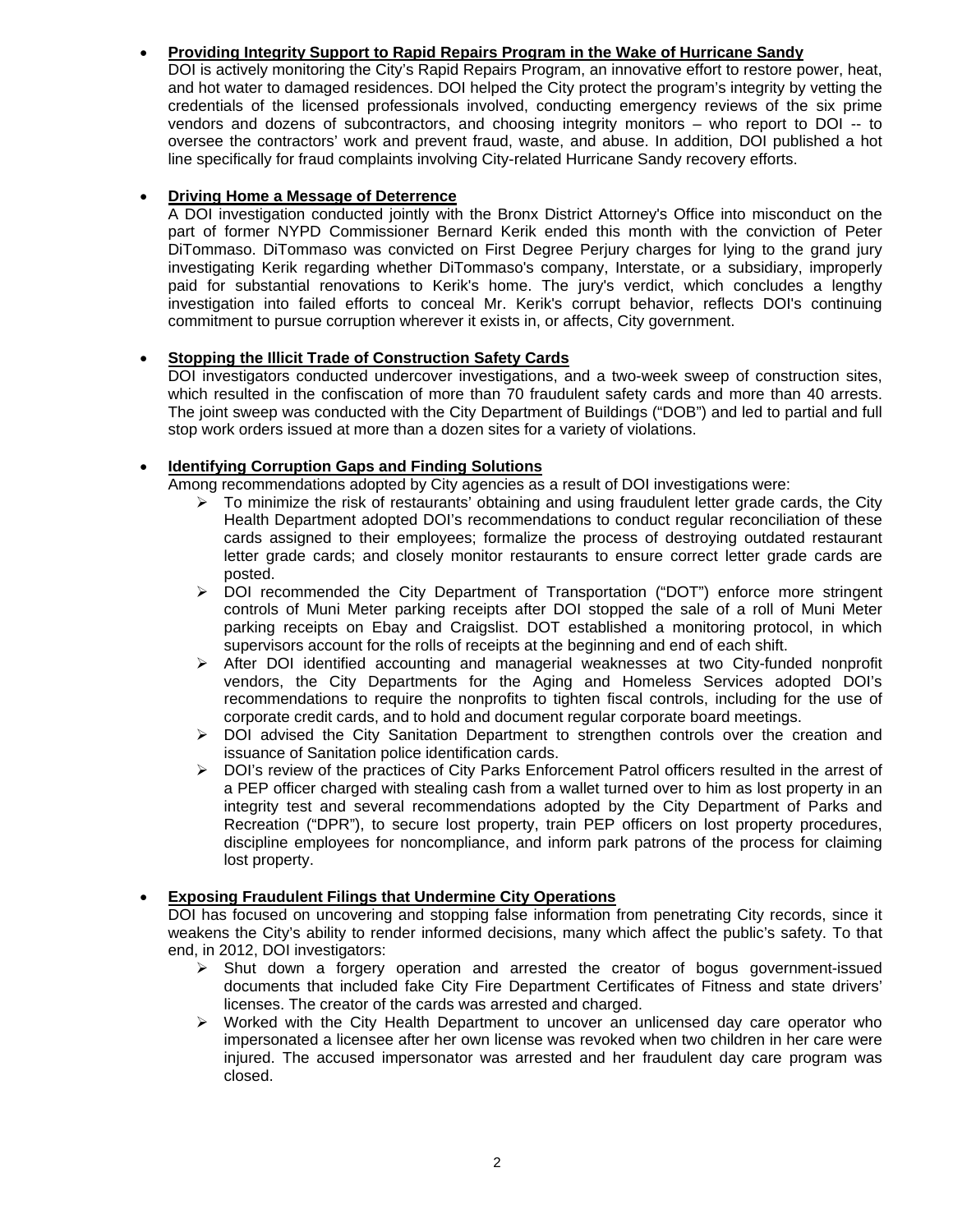- **<u>Providing Integrity Support to Rapid Repairs Program in the Wake of Hurricane Sandy</u>**
  DOI is actively monitoring the City's Rapid Repairs Program, an innovative effort to restore power, heat, and hot water to damaged residences. DOI helped the City protect the program's integrity by vetting the credentials of the licensed professionals involved, conducting emergency reviews of the six prime vendors and dozens of subcontractors, and choosing integrity monitors – who report to DOI -- to oversee the contractors' work and prevent fraud, waste, and abuse. In addition, DOI published a hot line specifically for fraud complaints involving City-related Hurricane Sandy recovery efforts.

- **<u>Driving Home a Message of Deterrence</u>**
  A DOI investigation conducted jointly with the Bronx District Attorney's Office into misconduct on the part of former NYPD Commissioner Bernard Kerik ended this month with the conviction of Peter DiTommaso. DiTommaso was convicted on First Degree Perjury charges for lying to the grand jury investigating Kerik regarding whether DiTommaso's company, Interstate, or a subsidiary, improperly paid for substantial renovations to Kerik's home. The jury's verdict, which concludes a lengthy investigation into failed efforts to conceal Mr. Kerik's corrupt behavior, reflects DOI's continuing commitment to pursue corruption wherever it exists in, or affects, City government.

- **<u>Stopping the Illicit Trade of Construction Safety Cards</u>**
  DOI investigators conducted undercover investigations, and a two-week sweep of construction sites, which resulted in the confiscation of more than 70 fraudulent safety cards and more than 40 arrests. The joint sweep was conducted with the City Department of Buildings ("DOB") and led to partial and full stop work orders issued at more than a dozen sites for a variety of violations.

- **<u>Identifying Corruption Gaps and Finding Solutions</u>**
  Among recommendations adopted by City agencies as a result of DOI investigations were:
  - To minimize the risk of restaurants' obtaining and using fraudulent letter grade cards, the City Health Department adopted DOI's recommendations to conduct regular reconciliation of these cards assigned to their employees; formalize the process of destroying outdated restaurant letter grade cards; and closely monitor restaurants to ensure correct letter grade cards are posted.
  - DOI recommended the City Department of Transportation ("DOT") enforce more stringent controls of Muni Meter parking receipts after DOI stopped the sale of a roll of Muni Meter parking receipts on Ebay and Craigslist. DOT established a monitoring protocol, in which supervisors account for the rolls of receipts at the beginning and end of each shift.
  - After DOI identified accounting and managerial weaknesses at two City-funded nonprofit vendors, the City Departments for the Aging and Homeless Services adopted DOI's recommendations to require the nonprofits to tighten fiscal controls, including for the use of corporate credit cards, and to hold and document regular corporate board meetings.
  - DOI advised the City Sanitation Department to strengthen controls over the creation and issuance of Sanitation police identification cards.
  - DOI's review of the practices of City Parks Enforcement Patrol officers resulted in the arrest of a PEP officer charged with stealing cash from a wallet turned over to him as lost property in an integrity test and several recommendations adopted by the City Department of Parks and Recreation ("DPR"), to secure lost property, train PEP officers on lost property procedures, discipline employees for noncompliance, and inform park patrons of the process for claiming lost property.

- **<u>Exposing Fraudulent Filings that Undermine City Operations</u>**
  DOI has focused on uncovering and stopping false information from penetrating City records, since it weakens the City's ability to render informed decisions, many which affect the public's safety. To that end, in 2012, DOI investigators:
  - Shut down a forgery operation and arrested the creator of bogus government-issued documents that included fake City Fire Department Certificates of Fitness and state drivers' licenses. The creator of the cards was arrested and charged.
  - Worked with the City Health Department to uncover an unlicensed day care operator who impersonated a licensee after her own license was revoked when two children in her care were injured. The accused impersonator was arrested and her fraudulent day care program was closed.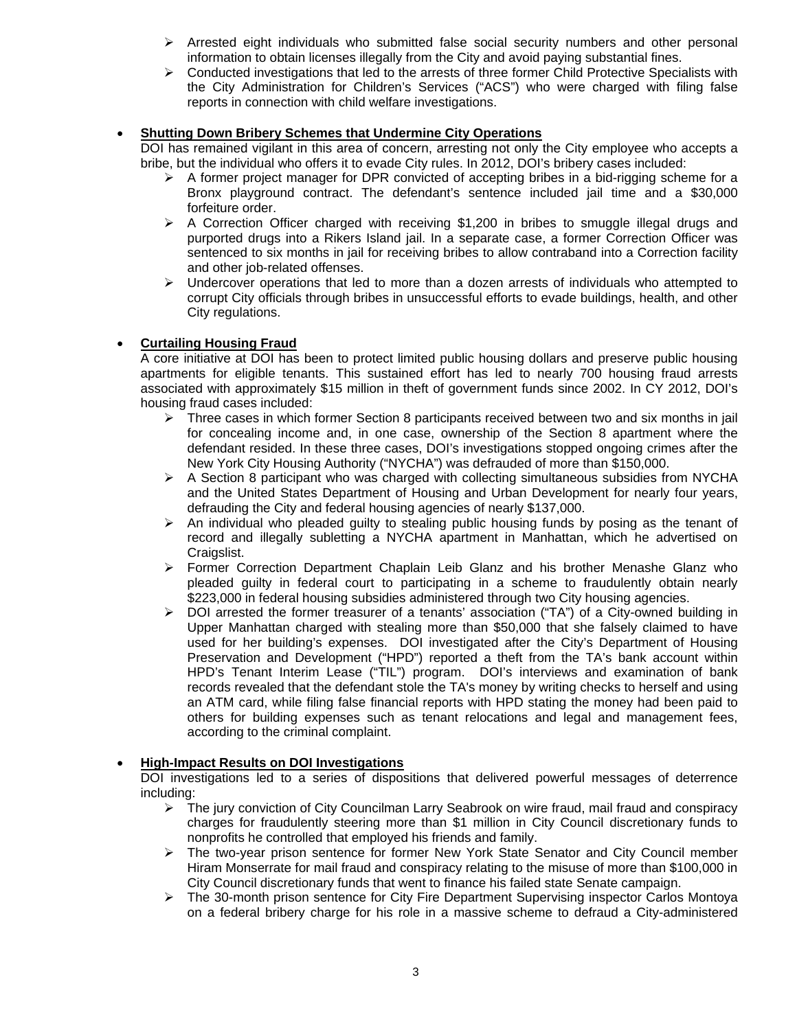- Arrested eight individuals who submitted false social security numbers and other personal information to obtain licenses illegally from the City and avoid paying substantial fines.
- Conducted investigations that led to the arrests of three former Child Protective Specialists with the City Administration for Children's Services ("ACS") who were charged with filing false reports in connection with child welfare investigations.

- **Shutting Down Bribery Schemes that Undermine City Operations**

  DOI has remained vigilant in this area of concern, arresting not only the City employee who accepts a bribe, but the individual who offers it to evade City rules. In 2012, DOI's bribery cases included:
  - A former project manager for DPR convicted of accepting bribes in a bid-rigging scheme for a Bronx playground contract. The defendant's sentence included jail time and a $30,000 forfeiture order.
  - A Correction Officer charged with receiving $1,200 in bribes to smuggle illegal drugs and purported drugs into a Rikers Island jail. In a separate case, a former Correction Officer was sentenced to six months in jail for receiving bribes to allow contraband into a Correction facility and other job-related offenses.
  - Undercover operations that led to more than a dozen arrests of individuals who attempted to corrupt City officials through bribes in unsuccessful efforts to evade buildings, health, and other City regulations.

- **Curtailing Housing Fraud**

  A core initiative at DOI has been to protect limited public housing dollars and preserve public housing apartments for eligible tenants. This sustained effort has led to nearly 700 housing fraud arrests associated with approximately $15 million in theft of government funds since 2002. In CY 2012, DOI's housing fraud cases included:
  - Three cases in which former Section 8 participants received between two and six months in jail for concealing income and, in one case, ownership of the Section 8 apartment where the defendant resided. In these three cases, DOI's investigations stopped ongoing crimes after the New York City Housing Authority ("NYCHA") was defrauded of more than $150,000.
  - A Section 8 participant who was charged with collecting simultaneous subsidies from NYCHA and the United States Department of Housing and Urban Development for nearly four years, defrauding the City and federal housing agencies of nearly $137,000.
  - An individual who pleaded guilty to stealing public housing funds by posing as the tenant of record and illegally subletting a NYCHA apartment in Manhattan, which he advertised on Craigslist.
  - Former Correction Department Chaplain Leib Glanz and his brother Menashe Glanz who pleaded guilty in federal court to participating in a scheme to fraudulently obtain nearly $223,000 in federal housing subsidies administered through two City housing agencies.
  - DOI arrested the former treasurer of a tenants' association ("TA") of a City-owned building in Upper Manhattan charged with stealing more than $50,000 that she falsely claimed to have used for her building's expenses. DOI investigated after the City's Department of Housing Preservation and Development ("HPD") reported a theft from the TA's bank account within HPD's Tenant Interim Lease ("TIL") program. DOI's interviews and examination of bank records revealed that the defendant stole the TA's money by writing checks to herself and using an ATM card, while filing false financial reports with HPD stating the money had been paid to others for building expenses such as tenant relocations and legal and management fees, according to the criminal complaint.

- **High-Impact Results on DOI Investigations**

  DOI investigations led to a series of dispositions that delivered powerful messages of deterrence including:
  - The jury conviction of City Councilman Larry Seabrook on wire fraud, mail fraud and conspiracy charges for fraudulently steering more than $1 million in City Council discretionary funds to nonprofits he controlled that employed his friends and family.
  - The two-year prison sentence for former New York State Senator and City Council member Hiram Monserrate for mail fraud and conspiracy relating to the misuse of more than $100,000 in City Council discretionary funds that went to finance his failed state Senate campaign.
  - The 30-month prison sentence for City Fire Department Supervising inspector Carlos Montoya on a federal bribery charge for his role in a massive scheme to defraud a City-administered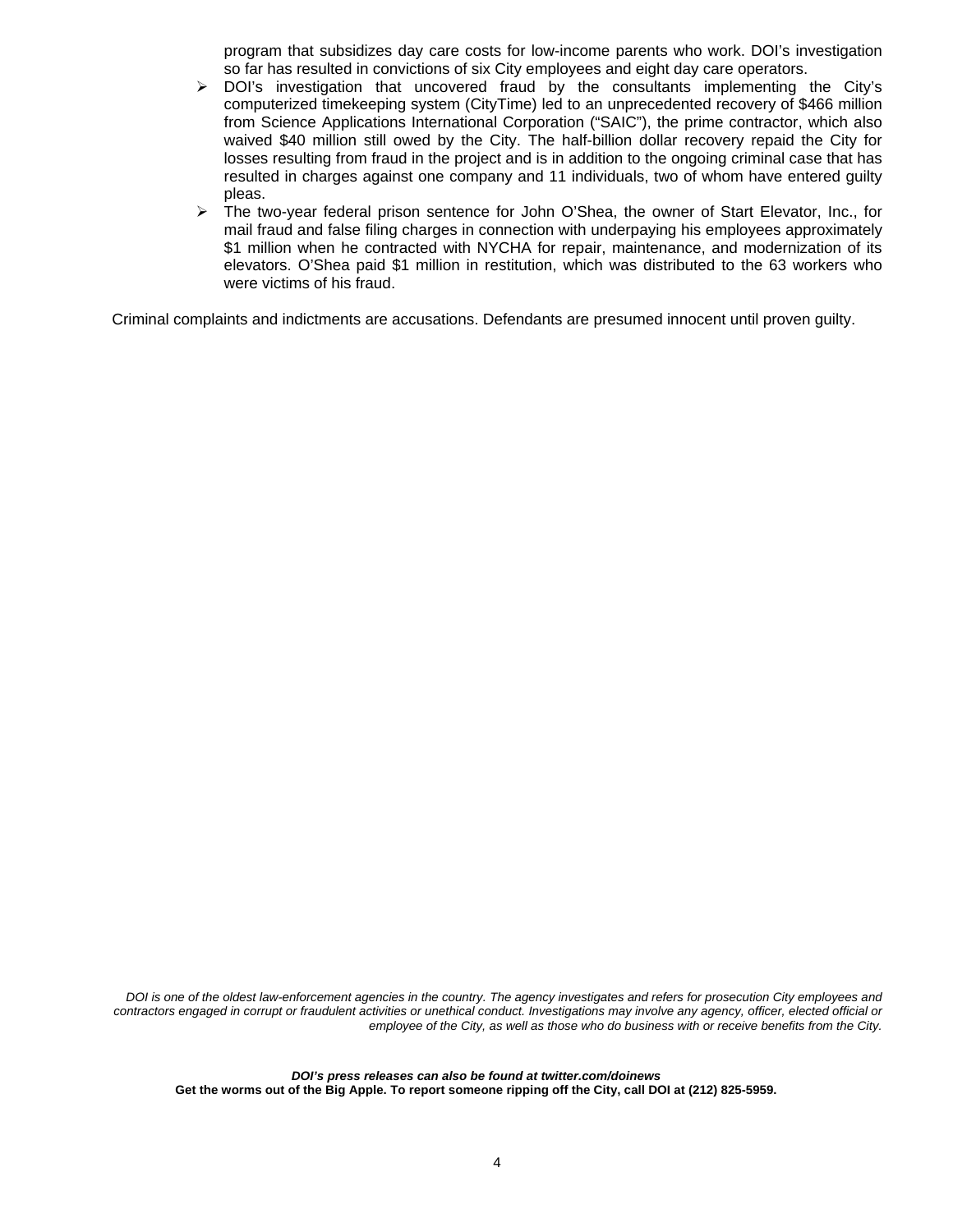program that subsidizes day care costs for low-income parents who work. DOI's investigation so far has resulted in convictions of six City employees and eight day care operators.

- DOI's investigation that uncovered fraud by the consultants implementing the City's computerized timekeeping system (CityTime) led to an unprecedented recovery of $466 million from Science Applications International Corporation ("SAIC"), the prime contractor, which also waived $40 million still owed by the City. The half-billion dollar recovery repaid the City for losses resulting from fraud in the project and is in addition to the ongoing criminal case that has resulted in charges against one company and 11 individuals, two of whom have entered guilty pleas.
- The two-year federal prison sentence for John O'Shea, the owner of Start Elevator, Inc., for mail fraud and false filing charges in connection with underpaying his employees approximately $1 million when he contracted with NYCHA for repair, maintenance, and modernization of its elevators. O'Shea paid $1 million in restitution, which was distributed to the 63 workers who were victims of his fraud.

Criminal complaints and indictments are accusations. Defendants are presumed innocent until proven guilty.

*DOI is one of the oldest law-enforcement agencies in the country. The agency investigates and refers for prosecution City employees and contractors engaged in corrupt or fraudulent activities or unethical conduct. Investigations may involve any agency, officer, elected official or employee of the City, as well as those who do business with or receive benefits from the City.*

***DOI's press releases can also be found at twitter.com/doinews***

**Get the worms out of the Big Apple. To report someone ripping off the City, call DOI at (212) 825-5959.**